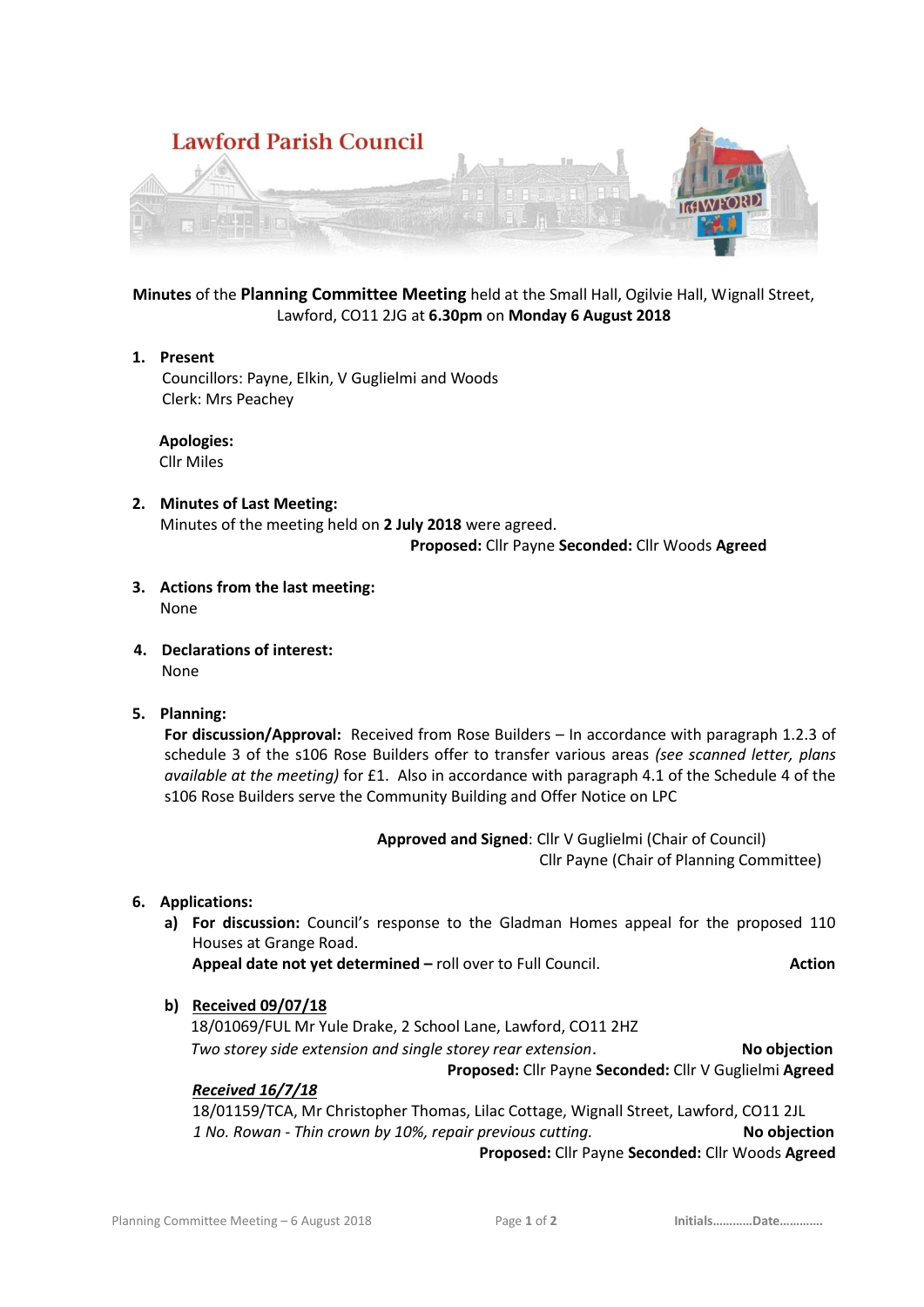# Lawford Parish Council

**Minutes** of the **Planning Committee Meeting** held at the Small Hall, Ogilvie Hall, Wignall Street, Lawford, CO11 2JG at **6.30pm** on **Monday 6 August 2018**

1. **Present**
   Councillors: Payne, Elkin, V Guglielmi and Woods
   Clerk: Mrs Peachey

   **Apologies:**
   Cllr Miles

2. **Minutes of Last Meeting:**
   Minutes of the meeting held on **2 July 2018** were agreed.
   **Proposed:** Cllr Payne **Seconded:** Cllr Woods **Agreed**

3. **Actions from the last meeting:**
   None

4. **Declarations of interest:**
   None

5. **Planning:**
   **For discussion/Approval:** Received from Rose Builders – In accordance with paragraph 1.2.3 of schedule 3 of the s106 Rose Builders offer to transfer various areas *(see scanned letter, plans available at the meeting)* for £1. Also in accordance with paragraph 4.1 of the Schedule 4 of the s106 Rose Builders serve the Community Building and Offer Notice on LPC

   **Approved and Signed**: Cllr V Guglielmi (Chair of Council)
   Cllr Payne (Chair of Planning Committee)

6. **Applications:**
   a) **For discussion:** Council's response to the Gladman Homes appeal for the proposed 110 Houses at Grange Road.
      **Appeal date not yet determined –** roll over to Full Council. **Action**

   b) ***Received 09/07/18***
      18/01069/FUL Mr Yule Drake, 2 School Lane, Lawford, CO11 2HZ
      *Two storey side extension and single storey rear extension*. **No objection**
      **Proposed:** Cllr Payne **Seconded:** Cllr V Guglielmi **Agreed**

      ***Received 16/7/18***
      18/01159/TCA, Mr Christopher Thomas, Lilac Cottage, Wignall Street, Lawford, CO11 2JL
      *1 No. Rowan - Thin crown by 10%, repair previous cutting.* **No objection**
      **Proposed:** Cllr Payne **Seconded:** Cllr Woods **Agreed**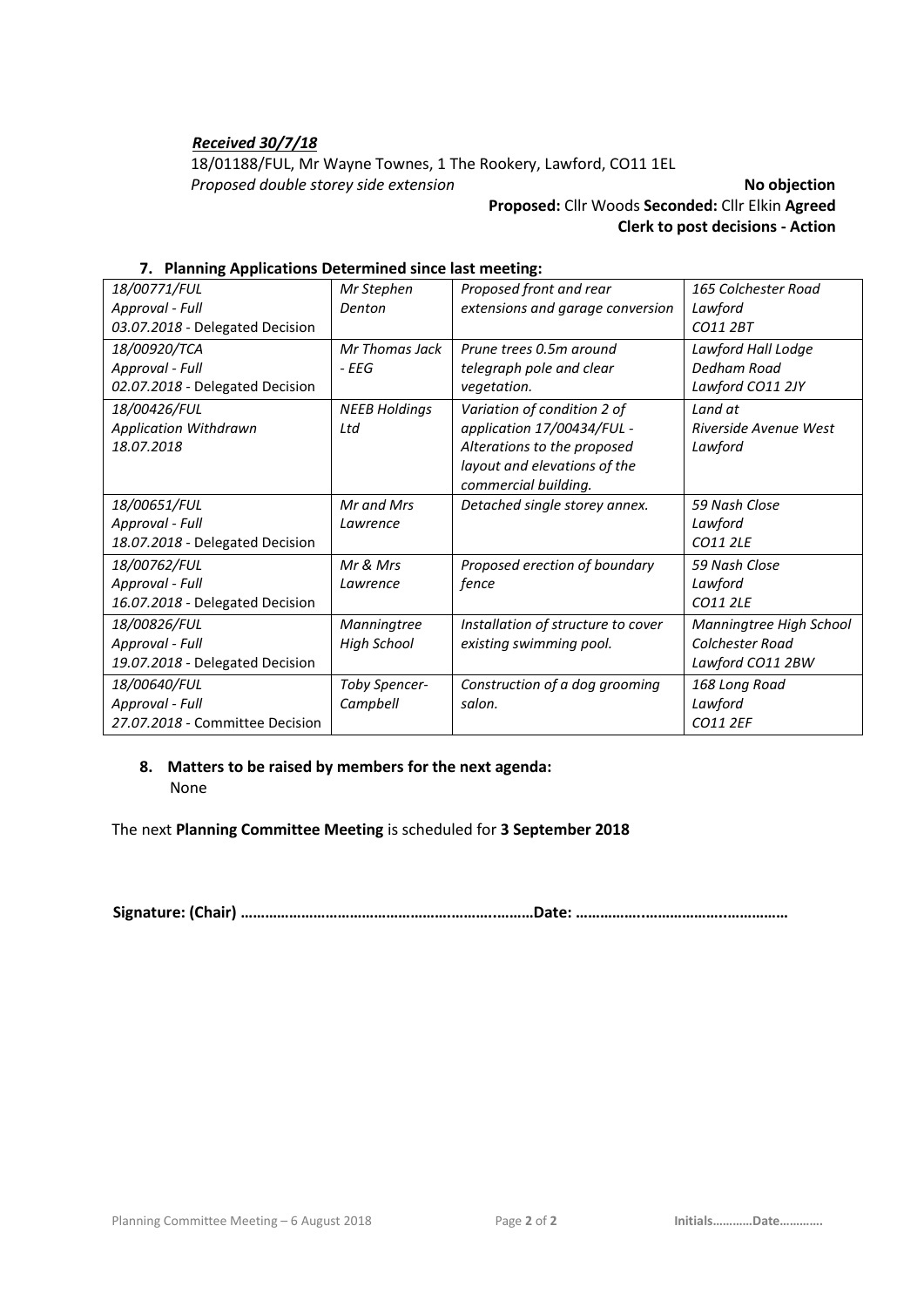***Received 30/7/18***

18/01188/FUL, Mr Wayne Townes, 1 The Rookery, Lawford, CO11 1EL

*Proposed double storey side extension* **No objection**

**Proposed:** Cllr Woods **Seconded:** Cllr Elkin **Agreed**

**Clerk to post decisions - Action**

**7. Planning Applications Determined since last meeting:**

| | | | |
|---|---|---|---|
| *18/00771/FUL*<br>*Approval - Full*<br>*03.07.2018* - Delegated Decision | *Mr Stephen Denton* | *Proposed front and rear extensions and garage conversion* | *165 Colchester Road Lawford CO11 2BT* |
| *18/00920/TCA*<br>*Approval - Full*<br>*02.07.2018* - Delegated Decision | *Mr Thomas Jack - EEG* | *Prune trees 0.5m around telegraph pole and clear vegetation.* | *Lawford Hall Lodge Dedham Road Lawford CO11 2JY* |
| *18/00426/FUL*<br>*Application Withdrawn*<br>*18.07.2018* | *NEEB Holdings Ltd* | *Variation of condition 2 of application 17/00434/FUL - Alterations to the proposed layout and elevations of the commercial building.* | *Land at Riverside Avenue West Lawford* |
| *18/00651/FUL*<br>*Approval - Full*<br>*18.07.2018* - Delegated Decision | *Mr and Mrs Lawrence* | *Detached single storey annex.* | *59 Nash Close Lawford CO11 2LE* |
| *18/00762/FUL*<br>*Approval - Full*<br>*16.07.2018* - Delegated Decision | *Mr & Mrs Lawrence* | *Proposed erection of boundary fence* | *59 Nash Close Lawford CO11 2LE* |
| *18/00826/FUL*<br>*Approval - Full*<br>*19.07.2018* - Delegated Decision | *Manningtree High School* | *Installation of structure to cover existing swimming pool.* | *Manningtree High School Colchester Road Lawford CO11 2BW* |
| *18/00640/FUL*<br>*Approval - Full*<br>*27.07.2018* - Committee Decision | *Toby Spencer-Campbell* | *Construction of a dog grooming salon.* | *168 Long Road Lawford CO11 2EF* |

**8. Matters to be raised by members for the next agenda:**

None

The next **Planning Committee Meeting** is scheduled for **3 September 2018**

**Signature: (Chair) ………………………………………………..……..………Date: ……………..……………...……………**